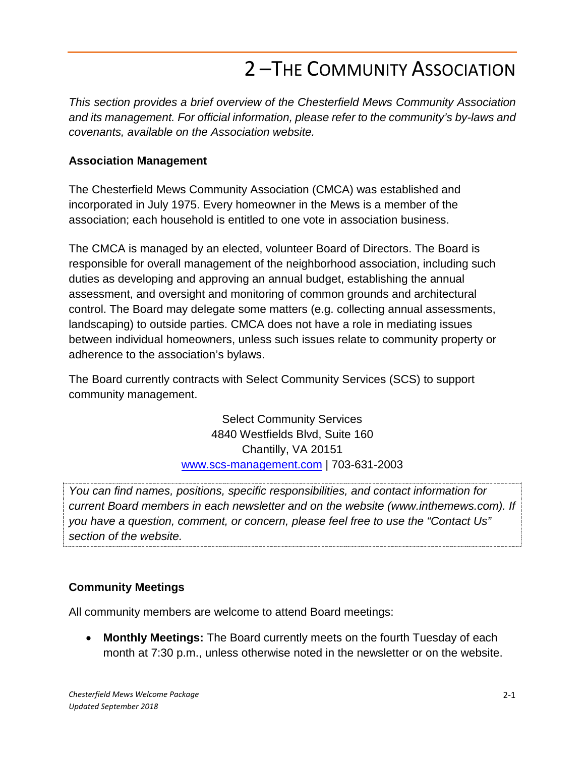# 2 –THE COMMUNITY ASSOCIATION

*This section provides a brief overview of the Chesterfield Mews Community Association and its management. For official information, please refer to the community's by-laws and covenants, available on the Association website.*

**Association Management**

The Chesterfield Mews Community Association (CMCA) was established and incorporated in July 1975. Every homeowner in the Mews is a member of the association; each household is entitled to one vote in association business.

The CMCA is managed by an elected, volunteer Board of Directors. The Board is responsible for overall management of the neighborhood association, including such duties as developing and approving an annual budget, establishing the annual assessment, and oversight and monitoring of common grounds and architectural control. The Board may delegate some matters (e.g. collecting annual assessments, landscaping) to outside parties. CMCA does not have a role in mediating issues between individual homeowners, unless such issues relate to community property or adherence to the association's bylaws.

The Board currently contracts with Select Community Services (SCS) to support community management.

Select Community Services
4840 Westfields Blvd, Suite 160
Chantilly, VA 20151
www.scs-management.com | 703-631-2003

*You can find names, positions, specific responsibilities, and contact information for current Board members in each newsletter and on the website (www.inthemews.com). If you have a question, comment, or concern, please feel free to use the "Contact Us" section of the website.*

**Community Meetings**

All community members are welcome to attend Board meetings:

- **Monthly Meetings:** The Board currently meets on the fourth Tuesday of each month at 7:30 p.m., unless otherwise noted in the newsletter or on the website.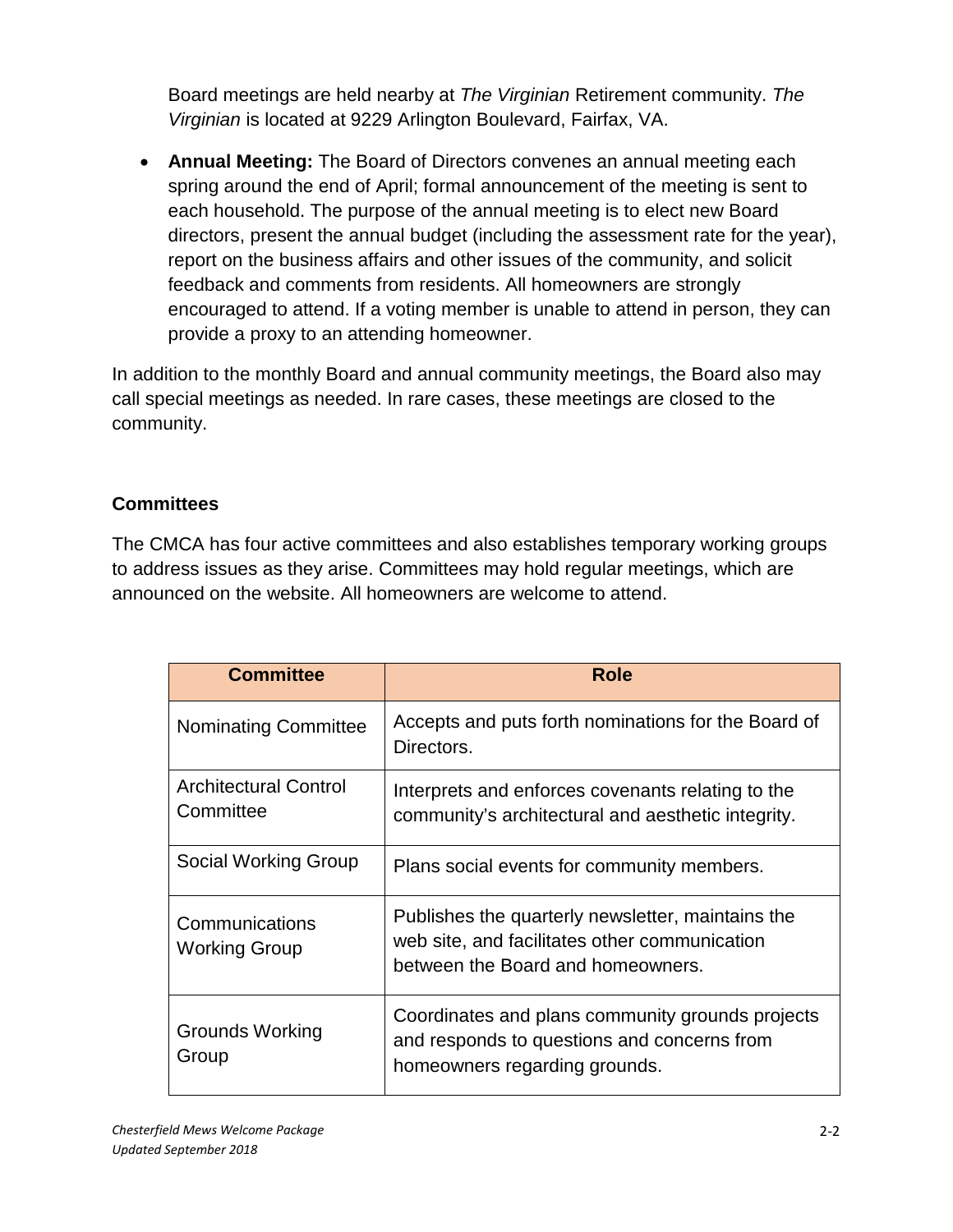Board meetings are held nearby at *The Virginian* Retirement community. *The Virginian* is located at 9229 Arlington Boulevard, Fairfax, VA.

- **Annual Meeting:** The Board of Directors convenes an annual meeting each spring around the end of April; formal announcement of the meeting is sent to each household. The purpose of the annual meeting is to elect new Board directors, present the annual budget (including the assessment rate for the year), report on the business affairs and other issues of the community, and solicit feedback and comments from residents. All homeowners are strongly encouraged to attend. If a voting member is unable to attend in person, they can provide a proxy to an attending homeowner.

In addition to the monthly Board and annual community meetings, the Board also may call special meetings as needed. In rare cases, these meetings are closed to the community.

**Committees**

The CMCA has four active committees and also establishes temporary working groups to address issues as they arise. Committees may hold regular meetings, which are announced on the website. All homeowners are welcome to attend.

| Committee | Role |
|---|---|
| Nominating Committee | Accepts and puts forth nominations for the Board of Directors. |
| Architectural Control Committee | Interprets and enforces covenants relating to the community's architectural and aesthetic integrity. |
| Social Working Group | Plans social events for community members. |
| Communications Working Group | Publishes the quarterly newsletter, maintains the web site, and facilitates other communication between the Board and homeowners. |
| Grounds Working Group | Coordinates and plans community grounds projects and responds to questions and concerns from homeowners regarding grounds. |